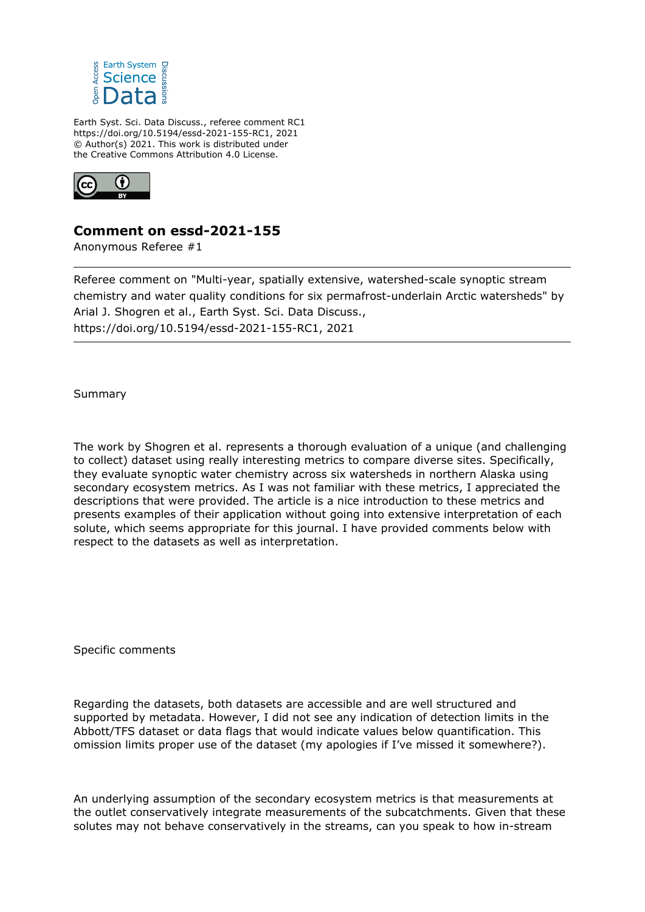Earth Syst. Sci. Data Discuss., referee comment RC1
https://doi.org/10.5194/essd-2021-155-RC1, 2021
© Author(s) 2021. This work is distributed under
the Creative Commons Attribution 4.0 License.

## Comment on essd-2021-155

Anonymous Referee #1

---

Referee comment on "Multi-year, spatially extensive, watershed-scale synoptic stream chemistry and water quality conditions for six permafrost-underlain Arctic watersheds" by Arial J. Shogren et al., Earth Syst. Sci. Data Discuss., https://doi.org/10.5194/essd-2021-155-RC1, 2021

---

Summary

The work by Shogren et al. represents a thorough evaluation of a unique (and challenging to collect) dataset using really interesting metrics to compare diverse sites. Specifically, they evaluate synoptic water chemistry across six watersheds in northern Alaska using secondary ecosystem metrics. As I was not familiar with these metrics, I appreciated the descriptions that were provided. The article is a nice introduction to these metrics and presents examples of their application without going into extensive interpretation of each solute, which seems appropriate for this journal. I have provided comments below with respect to the datasets as well as interpretation.

Specific comments

Regarding the datasets, both datasets are accessible and are well structured and supported by metadata. However, I did not see any indication of detection limits in the Abbott/TFS dataset or data flags that would indicate values below quantification. This omission limits proper use of the dataset (my apologies if I've missed it somewhere?).

An underlying assumption of the secondary ecosystem metrics is that measurements at the outlet conservatively integrate measurements of the subcatchments. Given that these solutes may not behave conservatively in the streams, can you speak to how in-stream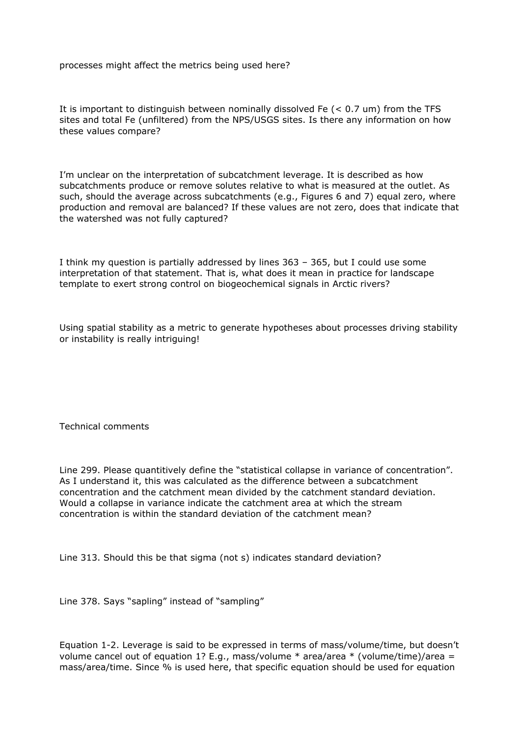processes might affect the metrics being used here?

It is important to distinguish between nominally dissolved Fe (< 0.7 um) from the TFS sites and total Fe (unfiltered) from the NPS/USGS sites. Is there any information on how these values compare?

I'm unclear on the interpretation of subcatchment leverage. It is described as how subcatchments produce or remove solutes relative to what is measured at the outlet. As such, should the average across subcatchments (e.g., Figures 6 and 7) equal zero, where production and removal are balanced? If these values are not zero, does that indicate that the watershed was not fully captured?

I think my question is partially addressed by lines 363 – 365, but I could use some interpretation of that statement. That is, what does it mean in practice for landscape template to exert strong control on biogeochemical signals in Arctic rivers?

Using spatial stability as a metric to generate hypotheses about processes driving stability or instability is really intriguing!

Technical comments

Line 299. Please quantitively define the "statistical collapse in variance of concentration". As I understand it, this was calculated as the difference between a subcatchment concentration and the catchment mean divided by the catchment standard deviation. Would a collapse in variance indicate the catchment area at which the stream concentration is within the standard deviation of the catchment mean?

Line 313. Should this be that sigma (not s) indicates standard deviation?

Line 378. Says "sapling" instead of "sampling"

Equation 1-2. Leverage is said to be expressed in terms of mass/volume/time, but doesn't volume cancel out of equation 1? E.g., mass/volume * area/area * (volume/time)/area = mass/area/time. Since % is used here, that specific equation should be used for equation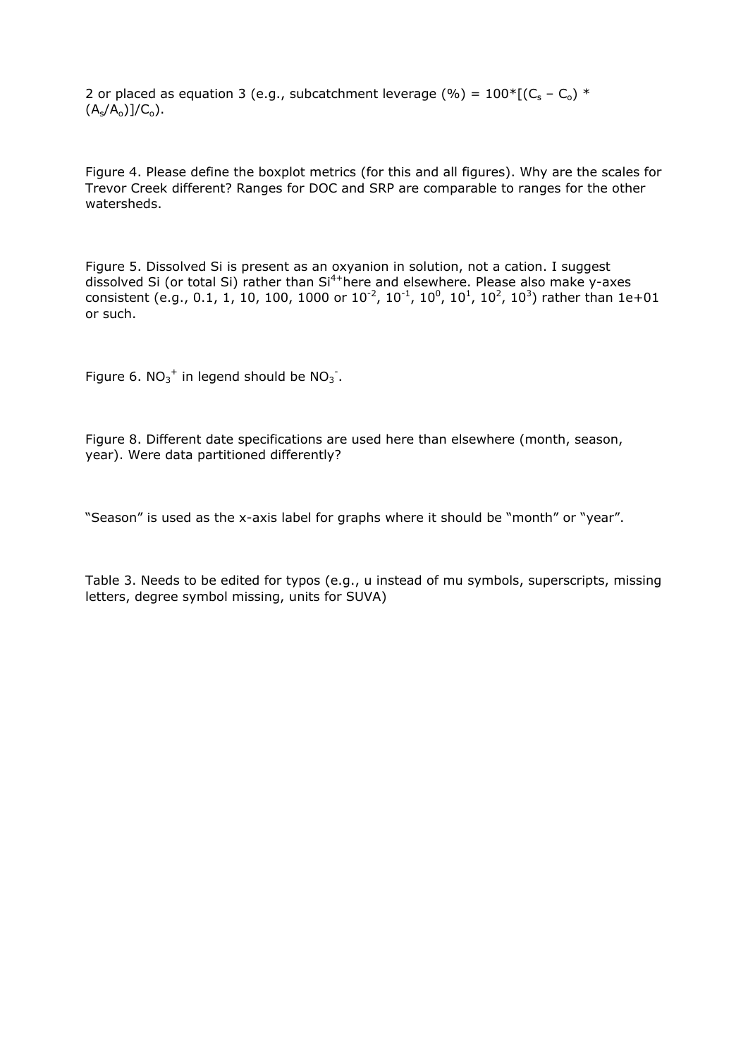2 or placed as equation 3 (e.g., subcatchment leverage (%) = $100*[(C_s - C_o) * (A_s/A_o)]/C_o$).

Figure 4. Please define the boxplot metrics (for this and all figures). Why are the scales for Trevor Creek different? Ranges for DOC and SRP are comparable to ranges for the other watersheds.

Figure 5. Dissolved Si is present as an oxyanion in solution, not a cation. I suggest dissolved Si (or total Si) rather than $Si^{4+}$here and elsewhere. Please also make y-axes consistent (e.g., 0.1, 1, 10, 100, 1000 or $10^{-2}$, $10^{-1}$, $10^{0}$, $10^{1}$, $10^{2}$, $10^{3}$) rather than 1e+01 or such.

Figure 6. $NO_3^+$ in legend should be $NO_3^-$.

Figure 8. Different date specifications are used here than elsewhere (month, season, year). Were data partitioned differently?

"Season" is used as the x-axis label for graphs where it should be "month" or "year".

Table 3. Needs to be edited for typos (e.g., u instead of mu symbols, superscripts, missing letters, degree symbol missing, units for SUVA)